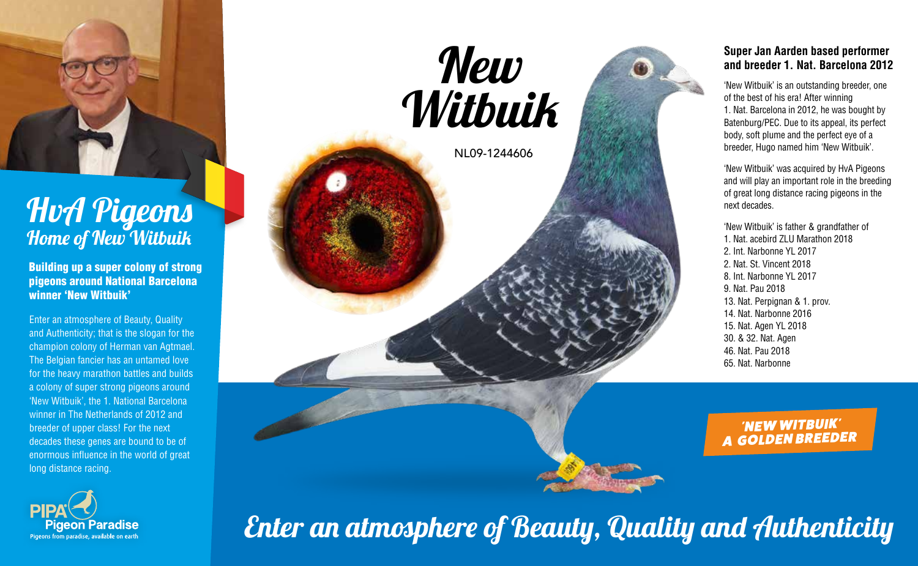# HvA Pigeons
## Home of New Witbuik

**Building up a super colony of strong pigeons around National Barcelona winner 'New Witbuik'**

Enter an atmosphere of Beauty, Quality and Authenticity; that is the slogan for the champion colony of Herman van Agtmael. The Belgian fancier has an untamed love for the heavy marathon battles and builds a colony of super strong pigeons around 'New Witbuik', the 1. National Barcelona winner in The Netherlands of 2012 and breeder of upper class! For the next decades these genes are bound to be of enormous influence in the world of great long distance racing.

PIPA Pigeon Paradise
Pigeons from paradise, available on earth

# New Witbuik

NL09-1244606

### Super Jan Aarden based performer and breeder 1. Nat. Barcelona 2012

'New Witbuik' is an outstanding breeder, one of the best of his era! After winning 1. Nat. Barcelona in 2012, he was bought by Batenburg/PEC. Due to its appeal, its perfect body, soft plume and the perfect eye of a breeder, Hugo named him 'New Witbuik'.

'New Witbuik' was acquired by HvA Pigeons and will play an important role in the breeding of great long distance racing pigeons in the next decades.

'New Witbuik' is father & grandfather of
1. Nat. acebird ZLU Marathon 2018
2. Int. Narbonne YL 2017
2. Nat. St. Vincent 2018
8. Int. Narbonne YL 2017
9. Nat. Pau 2018
13. Nat. Perpignan & 1. prov.
14. Nat. Narbonne 2016
15. Nat. Agen YL 2018
30. & 32. Nat. Agen
46. Nat. Pau 2018
65. Nat. Narbonne

*'NEW WITBUIK' A GOLDEN BREEDER*

*Enter an atmosphere of Beauty, Quality and Authenticity*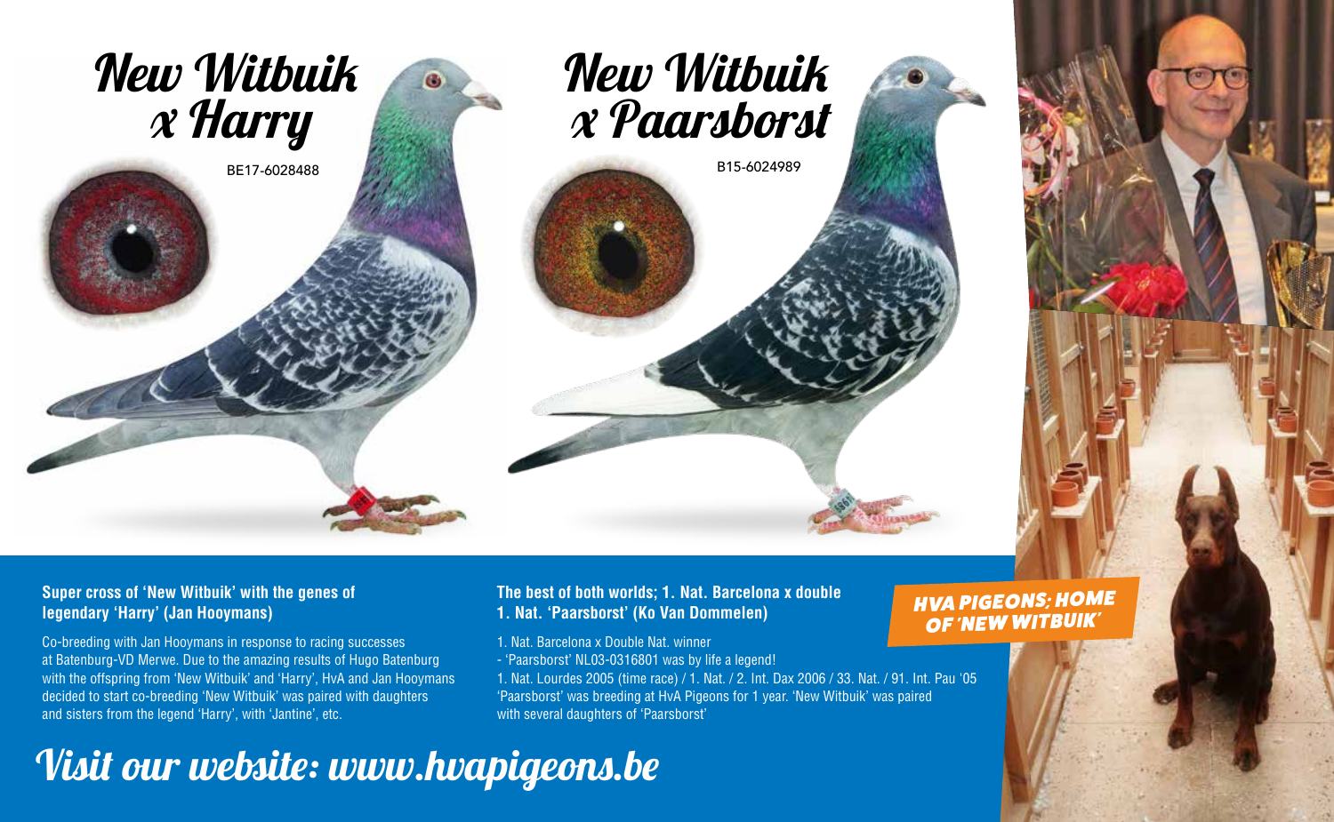# New Witbuik x Harry

BE17-6028488

# New Witbuik x Paarsborst

B15-6024989

**Super cross of 'New Witbuik' with the genes of legendary 'Harry' (Jan Hooymans)**

Co-breeding with Jan Hooymans in response to racing successes at Batenburg-VD Merwe. Due to the amazing results of Hugo Batenburg with the offspring from 'New Witbuik' and 'Harry', HvA and Jan Hooymans decided to start co-breeding 'New Witbuik' was paired with daughters and sisters from the legend 'Harry', with 'Jantine', etc.

**The best of both worlds; 1. Nat. Barcelona x double 1. Nat. 'Paarsborst' (Ko Van Dommelen)**

1. Nat. Barcelona x Double Nat. winner
- 'Paarsborst' NL03-0316801 was by life a legend!
1. Nat. Lourdes 2005 (time race) / 1. Nat. / 2. Int. Dax 2006 / 33. Nat. / 91. Int. Pau '05
'Paarsborst' was breeding at HvA Pigeons for 1 year. 'New Witbuik' was paired with several daughters of 'Paarsborst'

***HVA PIGEONS: HOME OF 'NEW WITBUIK'***

## Visit our website: www.hvapigeons.be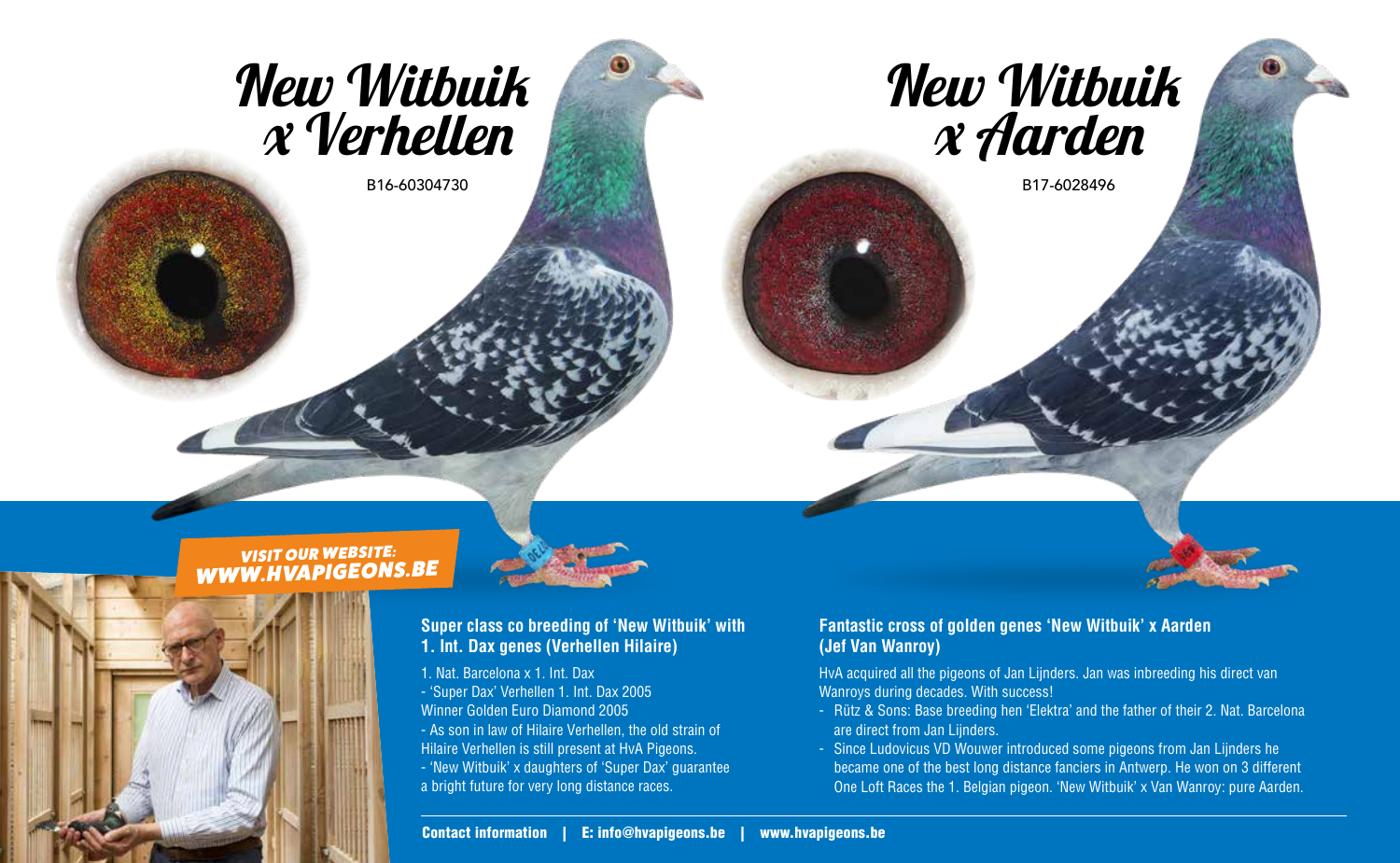# New Witbuik x Verhellen

B16-60304730

# New Witbuik x Aarden

B17-6028496

*VISIT OUR WEBSITE:*
***WWW.HVAPIGEONS.BE***

**Super class co breeding of 'New Witbuik' with 1. Int. Dax genes (Verhellen Hilaire)**

1. Nat. Barcelona x 1. Int. Dax
- 'Super Dax' Verhellen 1. Int. Dax 2005
Winner Golden Euro Diamond 2005
- As son in law of Hilaire Verhellen, the old strain of Hilaire Verhellen is still present at HvA Pigeons.
- 'New Witbuik' x daughters of 'Super Dax' guarantee a bright future for very long distance races.

**Fantastic cross of golden genes 'New Witbuik' x Aarden (Jef Van Wanroy)**

HvA acquired all the pigeons of Jan Lijnders. Jan was inbreeding his direct van Wanroys during decades. With success!

- Rütz & Sons: Base breeding hen 'Elektra' and the father of their 2. Nat. Barcelona are direct from Jan Lijnders.
- Since Ludovicus VD Wouwer introduced some pigeons from Jan Lijnders he became one of the best long distance fanciers in Antwerp. He won on 3 different One Loft Races the 1. Belgian pigeon. 'New Witbuik' x Van Wanroy: pure Aarden.

**Contact information | E: info@hvapigeons.be | www.hvapigeons.be**